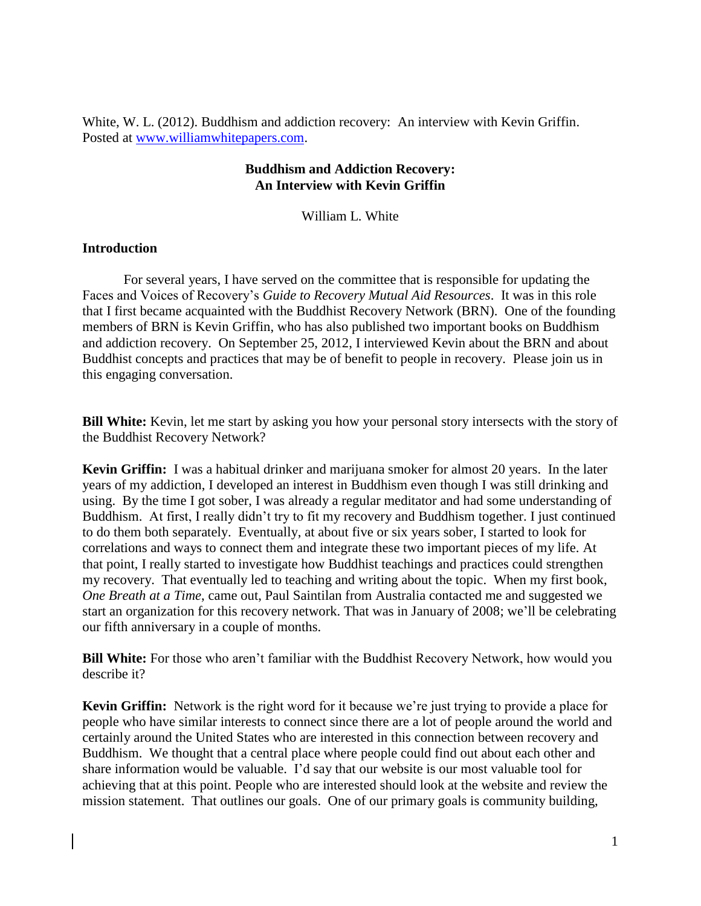White, W. L. (2012). Buddhism and addiction recovery: An interview with Kevin Griffin. Posted at [www.williamwhitepapers.com](http://www.williamwhitepapers.com).

# Buddhism and Addiction Recovery: An Interview with Kevin Griffin

William L. White

## Introduction

For several years, I have served on the committee that is responsible for updating the Faces and Voices of Recovery's *Guide to Recovery Mutual Aid Resources*. It was in this role that I first became acquainted with the Buddhist Recovery Network (BRN). One of the founding members of BRN is Kevin Griffin, who has also published two important books on Buddhism and addiction recovery. On September 25, 2012, I interviewed Kevin about the BRN and about Buddhist concepts and practices that may be of benefit to people in recovery. Please join us in this engaging conversation.

**Bill White:** Kevin, let me start by asking you how your personal story intersects with the story of the Buddhist Recovery Network?

**Kevin Griffin:** I was a habitual drinker and marijuana smoker for almost 20 years. In the later years of my addiction, I developed an interest in Buddhism even though I was still drinking and using. By the time I got sober, I was already a regular meditator and had some understanding of Buddhism. At first, I really didn't try to fit my recovery and Buddhism together. I just continued to do them both separately. Eventually, at about five or six years sober, I started to look for correlations and ways to connect them and integrate these two important pieces of my life. At that point, I really started to investigate how Buddhist teachings and practices could strengthen my recovery. That eventually led to teaching and writing about the topic. When my first book, *One Breath at a Time*, came out, Paul Saintilan from Australia contacted me and suggested we start an organization for this recovery network. That was in January of 2008; we'll be celebrating our fifth anniversary in a couple of months.

**Bill White:** For those who aren't familiar with the Buddhist Recovery Network, how would you describe it?

**Kevin Griffin:** Network is the right word for it because we're just trying to provide a place for people who have similar interests to connect since there are a lot of people around the world and certainly around the United States who are interested in this connection between recovery and Buddhism. We thought that a central place where people could find out about each other and share information would be valuable. I'd say that our website is our most valuable tool for achieving that at this point. People who are interested should look at the website and review the mission statement. That outlines our goals. One of our primary goals is community building,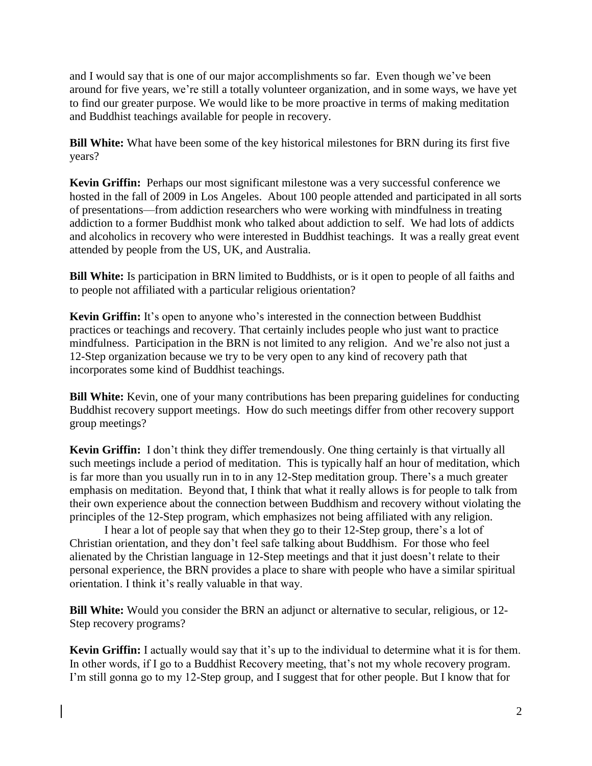and I would say that is one of our major accomplishments so far. Even though we've been around for five years, we're still a totally volunteer organization, and in some ways, we have yet to find our greater purpose. We would like to be more proactive in terms of making meditation and Buddhist teachings available for people in recovery.

**Bill White:** What have been some of the key historical milestones for BRN during its first five years?

**Kevin Griffin:** Perhaps our most significant milestone was a very successful conference we hosted in the fall of 2009 in Los Angeles. About 100 people attended and participated in all sorts of presentations—from addiction researchers who were working with mindfulness in treating addiction to a former Buddhist monk who talked about addiction to self. We had lots of addicts and alcoholics in recovery who were interested in Buddhist teachings. It was a really great event attended by people from the US, UK, and Australia.

**Bill White:** Is participation in BRN limited to Buddhists, or is it open to people of all faiths and to people not affiliated with a particular religious orientation?

**Kevin Griffin:** It's open to anyone who's interested in the connection between Buddhist practices or teachings and recovery. That certainly includes people who just want to practice mindfulness. Participation in the BRN is not limited to any religion. And we're also not just a 12-Step organization because we try to be very open to any kind of recovery path that incorporates some kind of Buddhist teachings.

**Bill White:** Kevin, one of your many contributions has been preparing guidelines for conducting Buddhist recovery support meetings. How do such meetings differ from other recovery support group meetings?

**Kevin Griffin:** I don't think they differ tremendously. One thing certainly is that virtually all such meetings include a period of meditation. This is typically half an hour of meditation, which is far more than you usually run in to in any 12-Step meditation group. There's a much greater emphasis on meditation. Beyond that, I think that what it really allows is for people to talk from their own experience about the connection between Buddhism and recovery without violating the principles of the 12-Step program, which emphasizes not being affiliated with any religion.

I hear a lot of people say that when they go to their 12-Step group, there's a lot of Christian orientation, and they don't feel safe talking about Buddhism. For those who feel alienated by the Christian language in 12-Step meetings and that it just doesn't relate to their personal experience, the BRN provides a place to share with people who have a similar spiritual orientation. I think it's really valuable in that way.

**Bill White:** Would you consider the BRN an adjunct or alternative to secular, religious, or 12-Step recovery programs?

**Kevin Griffin:** I actually would say that it's up to the individual to determine what it is for them. In other words, if I go to a Buddhist Recovery meeting, that's not my whole recovery program. I'm still gonna go to my 12-Step group, and I suggest that for other people. But I know that for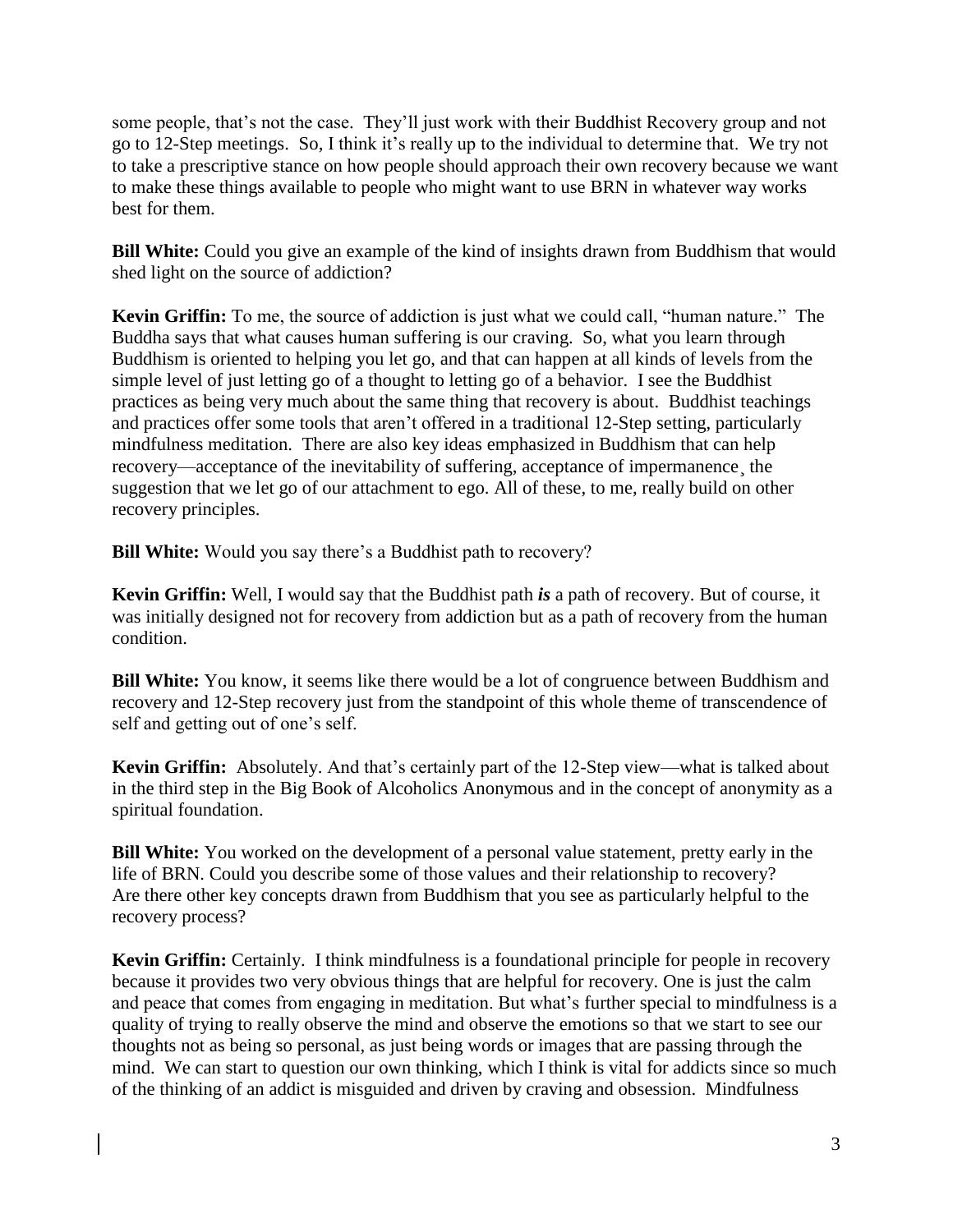some people, that's not the case. They'll just work with their Buddhist Recovery group and not go to 12-Step meetings. So, I think it's really up to the individual to determine that. We try not to take a prescriptive stance on how people should approach their own recovery because we want to make these things available to people who might want to use BRN in whatever way works best for them.

**Bill White:** Could you give an example of the kind of insights drawn from Buddhism that would shed light on the source of addiction?

**Kevin Griffin:** To me, the source of addiction is just what we could call, "human nature." The Buddha says that what causes human suffering is our craving. So, what you learn through Buddhism is oriented to helping you let go, and that can happen at all kinds of levels from the simple level of just letting go of a thought to letting go of a behavior. I see the Buddhist practices as being very much about the same thing that recovery is about. Buddhist teachings and practices offer some tools that aren't offered in a traditional 12-Step setting, particularly mindfulness meditation. There are also key ideas emphasized in Buddhism that can help recovery—acceptance of the inevitability of suffering, acceptance of impermanence¸ the suggestion that we let go of our attachment to ego. All of these, to me, really build on other recovery principles.

**Bill White:** Would you say there's a Buddhist path to recovery?

**Kevin Griffin:** Well, I would say that the Buddhist path ***is*** a path of recovery. But of course, it was initially designed not for recovery from addiction but as a path of recovery from the human condition.

**Bill White:** You know, it seems like there would be a lot of congruence between Buddhism and recovery and 12-Step recovery just from the standpoint of this whole theme of transcendence of self and getting out of one's self.

**Kevin Griffin:** Absolutely. And that's certainly part of the 12-Step view—what is talked about in the third step in the Big Book of Alcoholics Anonymous and in the concept of anonymity as a spiritual foundation.

**Bill White:** You worked on the development of a personal value statement, pretty early in the life of BRN. Could you describe some of those values and their relationship to recovery? Are there other key concepts drawn from Buddhism that you see as particularly helpful to the recovery process?

**Kevin Griffin:** Certainly. I think mindfulness is a foundational principle for people in recovery because it provides two very obvious things that are helpful for recovery. One is just the calm and peace that comes from engaging in meditation. But what's further special to mindfulness is a quality of trying to really observe the mind and observe the emotions so that we start to see our thoughts not as being so personal, as just being words or images that are passing through the mind. We can start to question our own thinking, which I think is vital for addicts since so much of the thinking of an addict is misguided and driven by craving and obsession. Mindfulness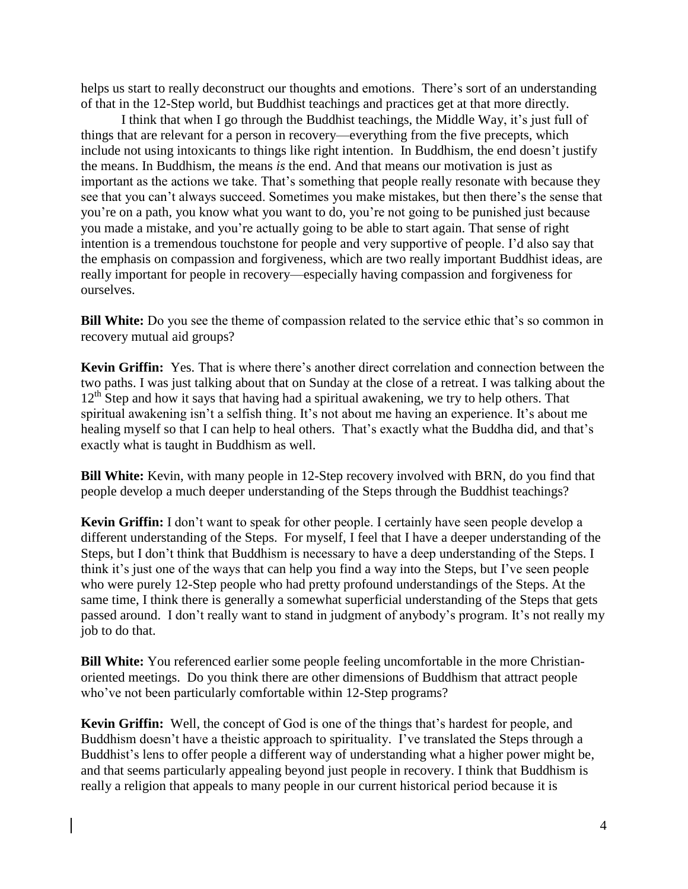helps us start to really deconstruct our thoughts and emotions. There's sort of an understanding of that in the 12-Step world, but Buddhist teachings and practices get at that more directly.

I think that when I go through the Buddhist teachings, the Middle Way, it's just full of things that are relevant for a person in recovery—everything from the five precepts, which include not using intoxicants to things like right intention. In Buddhism, the end doesn't justify the means. In Buddhism, the means *is* the end. And that means our motivation is just as important as the actions we take. That's something that people really resonate with because they see that you can't always succeed. Sometimes you make mistakes, but then there's the sense that you're on a path, you know what you want to do, you're not going to be punished just because you made a mistake, and you're actually going to be able to start again. That sense of right intention is a tremendous touchstone for people and very supportive of people. I'd also say that the emphasis on compassion and forgiveness, which are two really important Buddhist ideas, are really important for people in recovery—especially having compassion and forgiveness for ourselves.

**Bill White:** Do you see the theme of compassion related to the service ethic that's so common in recovery mutual aid groups?

**Kevin Griffin:** Yes. That is where there's another direct correlation and connection between the two paths. I was just talking about that on Sunday at the close of a retreat. I was talking about the 12th Step and how it says that having had a spiritual awakening, we try to help others. That spiritual awakening isn't a selfish thing. It's not about me having an experience. It's about me healing myself so that I can help to heal others. That's exactly what the Buddha did, and that's exactly what is taught in Buddhism as well.

**Bill White:** Kevin, with many people in 12-Step recovery involved with BRN, do you find that people develop a much deeper understanding of the Steps through the Buddhist teachings?

**Kevin Griffin:** I don't want to speak for other people. I certainly have seen people develop a different understanding of the Steps. For myself, I feel that I have a deeper understanding of the Steps, but I don't think that Buddhism is necessary to have a deep understanding of the Steps. I think it's just one of the ways that can help you find a way into the Steps, but I've seen people who were purely 12-Step people who had pretty profound understandings of the Steps. At the same time, I think there is generally a somewhat superficial understanding of the Steps that gets passed around. I don't really want to stand in judgment of anybody's program. It's not really my job to do that.

**Bill White:** You referenced earlier some people feeling uncomfortable in the more Christian-oriented meetings. Do you think there are other dimensions of Buddhism that attract people who've not been particularly comfortable within 12-Step programs?

**Kevin Griffin:** Well, the concept of God is one of the things that's hardest for people, and Buddhism doesn't have a theistic approach to spirituality. I've translated the Steps through a Buddhist's lens to offer people a different way of understanding what a higher power might be, and that seems particularly appealing beyond just people in recovery. I think that Buddhism is really a religion that appeals to many people in our current historical period because it is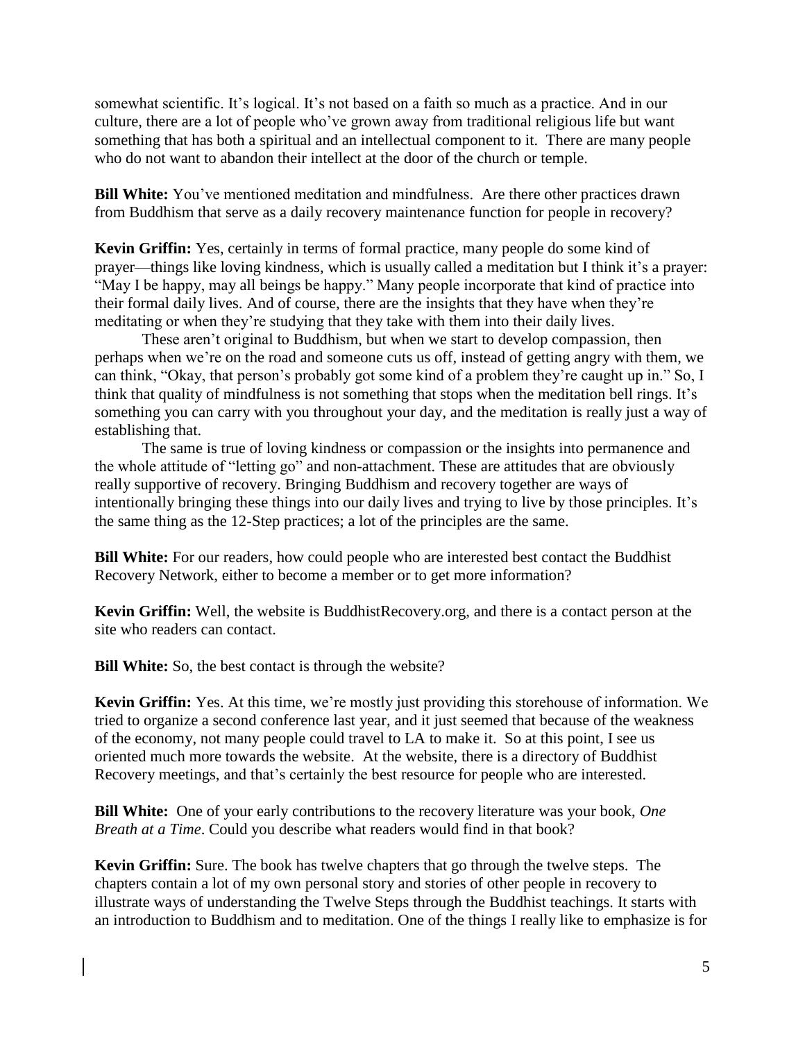somewhat scientific. It's logical. It's not based on a faith so much as a practice. And in our culture, there are a lot of people who've grown away from traditional religious life but want something that has both a spiritual and an intellectual component to it. There are many people who do not want to abandon their intellect at the door of the church or temple.

**Bill White:** You've mentioned meditation and mindfulness. Are there other practices drawn from Buddhism that serve as a daily recovery maintenance function for people in recovery?

**Kevin Griffin:** Yes, certainly in terms of formal practice, many people do some kind of prayer—things like loving kindness, which is usually called a meditation but I think it's a prayer: "May I be happy, may all beings be happy." Many people incorporate that kind of practice into their formal daily lives. And of course, there are the insights that they have when they're meditating or when they're studying that they take with them into their daily lives.

These aren't original to Buddhism, but when we start to develop compassion, then perhaps when we're on the road and someone cuts us off, instead of getting angry with them, we can think, "Okay, that person's probably got some kind of a problem they're caught up in." So, I think that quality of mindfulness is not something that stops when the meditation bell rings. It's something you can carry with you throughout your day, and the meditation is really just a way of establishing that.

The same is true of loving kindness or compassion or the insights into permanence and the whole attitude of "letting go" and non-attachment. These are attitudes that are obviously really supportive of recovery. Bringing Buddhism and recovery together are ways of intentionally bringing these things into our daily lives and trying to live by those principles. It's the same thing as the 12-Step practices; a lot of the principles are the same.

**Bill White:** For our readers, how could people who are interested best contact the Buddhist Recovery Network, either to become a member or to get more information?

**Kevin Griffin:** Well, the website is BuddhistRecovery.org, and there is a contact person at the site who readers can contact.

**Bill White:** So, the best contact is through the website?

**Kevin Griffin:** Yes. At this time, we're mostly just providing this storehouse of information. We tried to organize a second conference last year, and it just seemed that because of the weakness of the economy, not many people could travel to LA to make it. So at this point, I see us oriented much more towards the website. At the website, there is a directory of Buddhist Recovery meetings, and that's certainly the best resource for people who are interested.

**Bill White:** One of your early contributions to the recovery literature was your book, *One Breath at a Time*. Could you describe what readers would find in that book?

**Kevin Griffin:** Sure. The book has twelve chapters that go through the twelve steps. The chapters contain a lot of my own personal story and stories of other people in recovery to illustrate ways of understanding the Twelve Steps through the Buddhist teachings. It starts with an introduction to Buddhism and to meditation. One of the things I really like to emphasize is for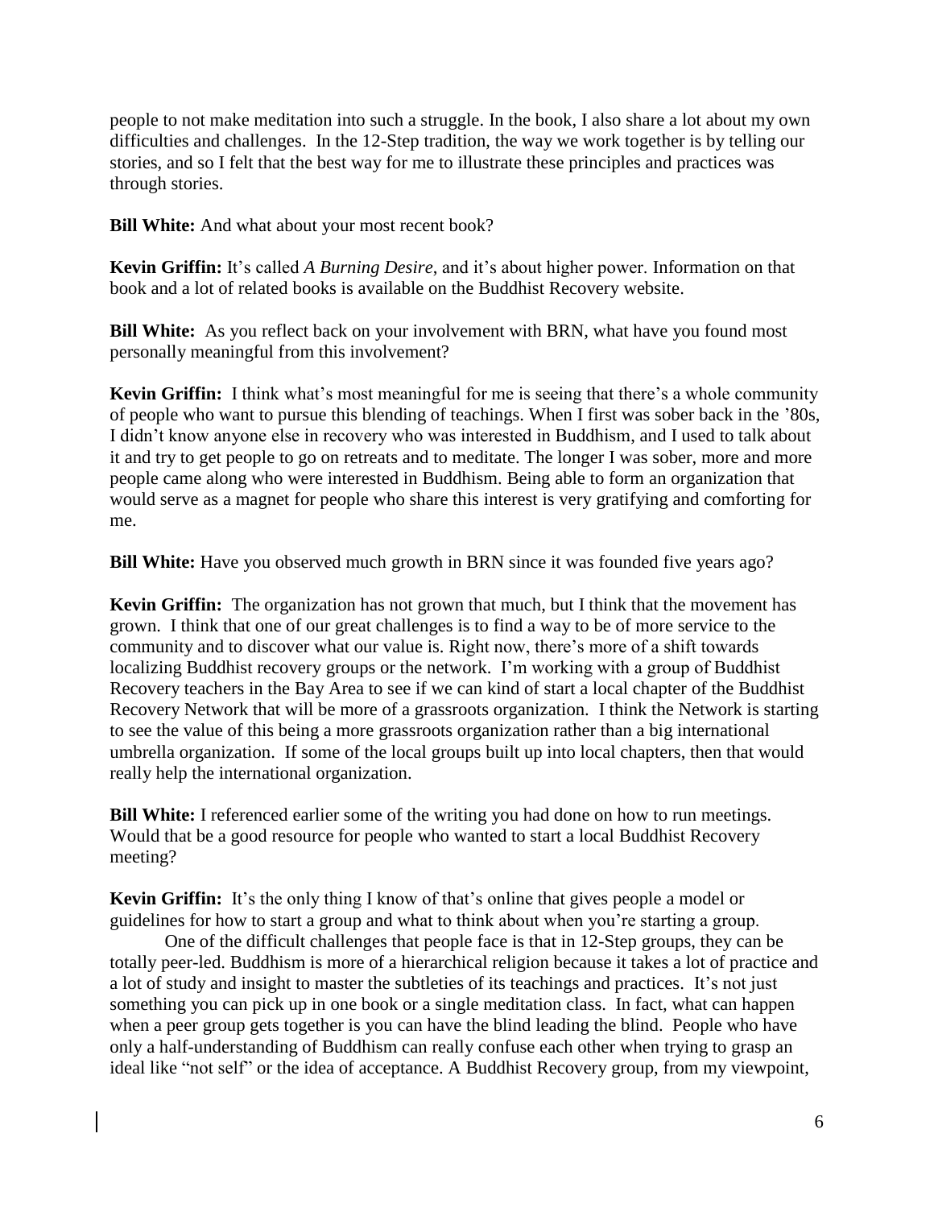people to not make meditation into such a struggle. In the book, I also share a lot about my own difficulties and challenges. In the 12-Step tradition, the way we work together is by telling our stories, and so I felt that the best way for me to illustrate these principles and practices was through stories.

**Bill White:** And what about your most recent book?

**Kevin Griffin:** It's called *A Burning Desire*, and it's about higher power. Information on that book and a lot of related books is available on the Buddhist Recovery website.

**Bill White:** As you reflect back on your involvement with BRN, what have you found most personally meaningful from this involvement?

**Kevin Griffin:** I think what's most meaningful for me is seeing that there's a whole community of people who want to pursue this blending of teachings. When I first was sober back in the '80s, I didn't know anyone else in recovery who was interested in Buddhism, and I used to talk about it and try to get people to go on retreats and to meditate. The longer I was sober, more and more people came along who were interested in Buddhism. Being able to form an organization that would serve as a magnet for people who share this interest is very gratifying and comforting for me.

**Bill White:** Have you observed much growth in BRN since it was founded five years ago?

**Kevin Griffin:** The organization has not grown that much, but I think that the movement has grown. I think that one of our great challenges is to find a way to be of more service to the community and to discover what our value is. Right now, there's more of a shift towards localizing Buddhist recovery groups or the network. I'm working with a group of Buddhist Recovery teachers in the Bay Area to see if we can kind of start a local chapter of the Buddhist Recovery Network that will be more of a grassroots organization. I think the Network is starting to see the value of this being a more grassroots organization rather than a big international umbrella organization. If some of the local groups built up into local chapters, then that would really help the international organization.

**Bill White:** I referenced earlier some of the writing you had done on how to run meetings. Would that be a good resource for people who wanted to start a local Buddhist Recovery meeting?

**Kevin Griffin:** It's the only thing I know of that's online that gives people a model or guidelines for how to start a group and what to think about when you're starting a group.

One of the difficult challenges that people face is that in 12-Step groups, they can be totally peer-led. Buddhism is more of a hierarchical religion because it takes a lot of practice and a lot of study and insight to master the subtleties of its teachings and practices. It's not just something you can pick up in one book or a single meditation class. In fact, what can happen when a peer group gets together is you can have the blind leading the blind. People who have only a half-understanding of Buddhism can really confuse each other when trying to grasp an ideal like "not self" or the idea of acceptance. A Buddhist Recovery group, from my viewpoint,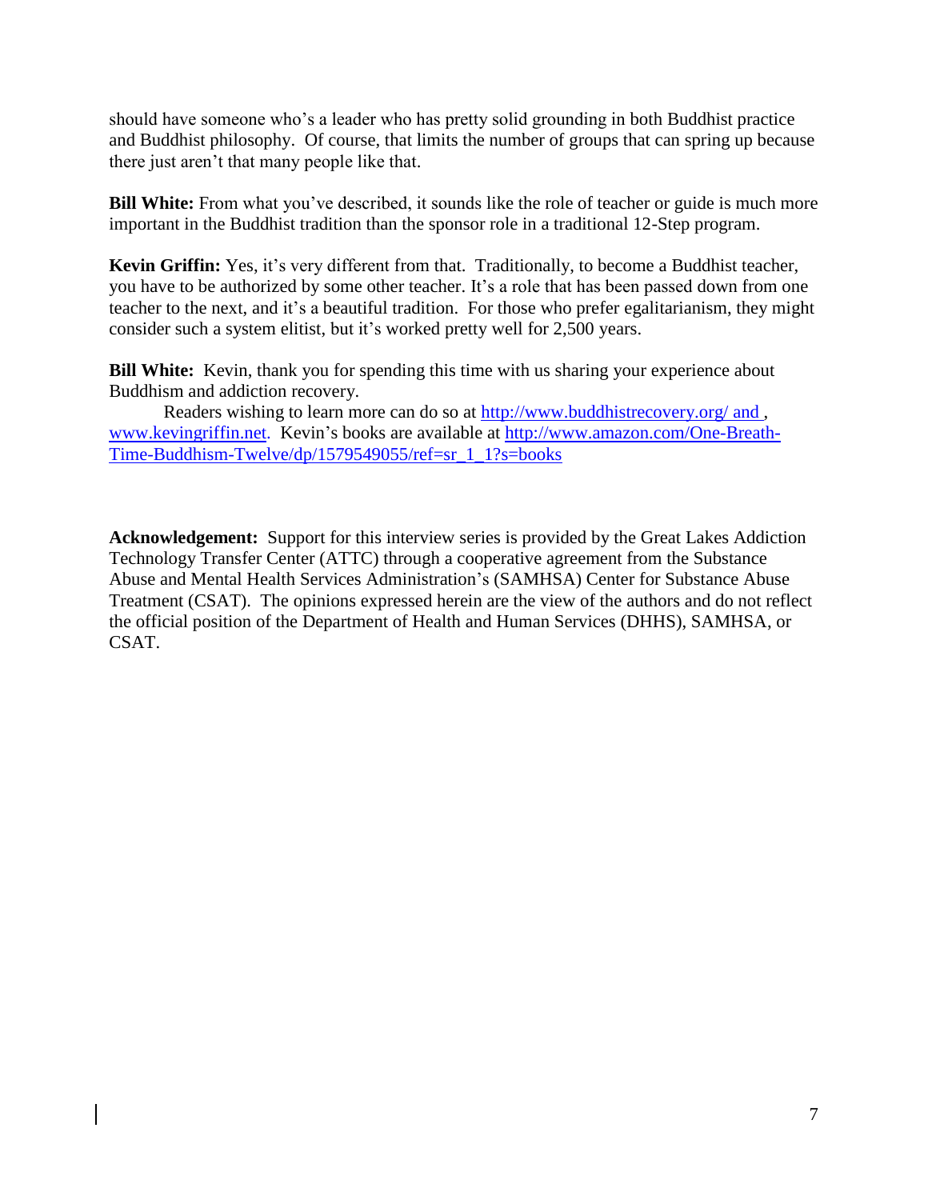should have someone who's a leader who has pretty solid grounding in both Buddhist practice and Buddhist philosophy. Of course, that limits the number of groups that can spring up because there just aren't that many people like that.

**Bill White:** From what you've described, it sounds like the role of teacher or guide is much more important in the Buddhist tradition than the sponsor role in a traditional 12-Step program.

**Kevin Griffin:** Yes, it's very different from that. Traditionally, to become a Buddhist teacher, you have to be authorized by some other teacher. It's a role that has been passed down from one teacher to the next, and it's a beautiful tradition. For those who prefer egalitarianism, they might consider such a system elitist, but it's worked pretty well for 2,500 years.

**Bill White:** Kevin, thank you for spending this time with us sharing your experience about Buddhism and addiction recovery.

Readers wishing to learn more can do so at http://www.buddhistrecovery.org/ and , www.kevingriffin.net. Kevin's books are available at http://www.amazon.com/One-Breath-Time-Buddhism-Twelve/dp/1579549055/ref=sr_1_1?s=books

**Acknowledgement:** Support for this interview series is provided by the Great Lakes Addiction Technology Transfer Center (ATTC) through a cooperative agreement from the Substance Abuse and Mental Health Services Administration's (SAMHSA) Center for Substance Abuse Treatment (CSAT). The opinions expressed herein are the view of the authors and do not reflect the official position of the Department of Health and Human Services (DHHS), SAMHSA, or CSAT.